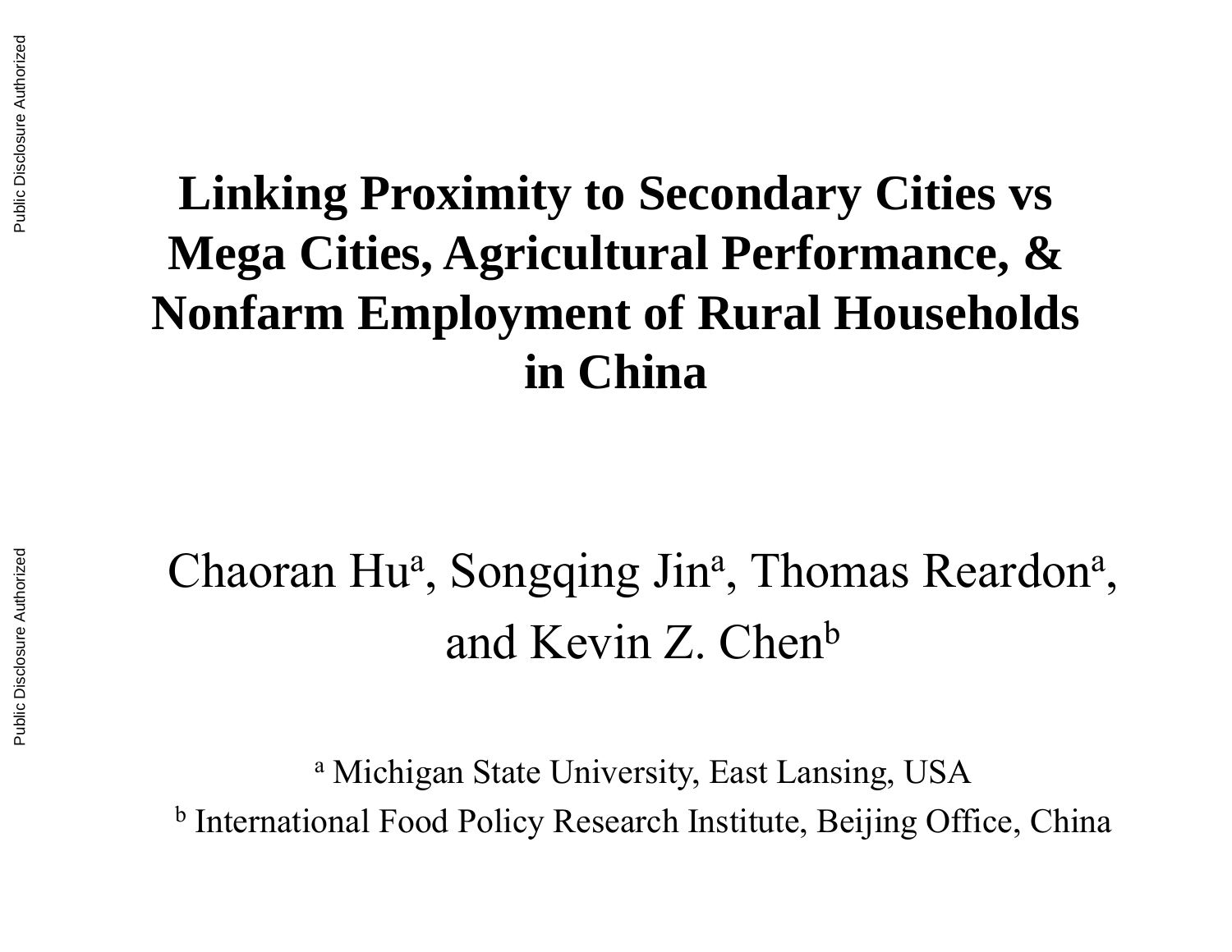# Linking Proximity to Secondary Cities vs Mega Cities, Agricultural Performance, & Nonfarm Employment of Rural Households in China

Chaoran Hu[a], Songqing Jin[a], Thomas Reardon[a], and Kevin Z. Chen[b]

[a] Michigan State University, East Lansing, USA

[b] International Food Policy Research Institute, Beijing Office, China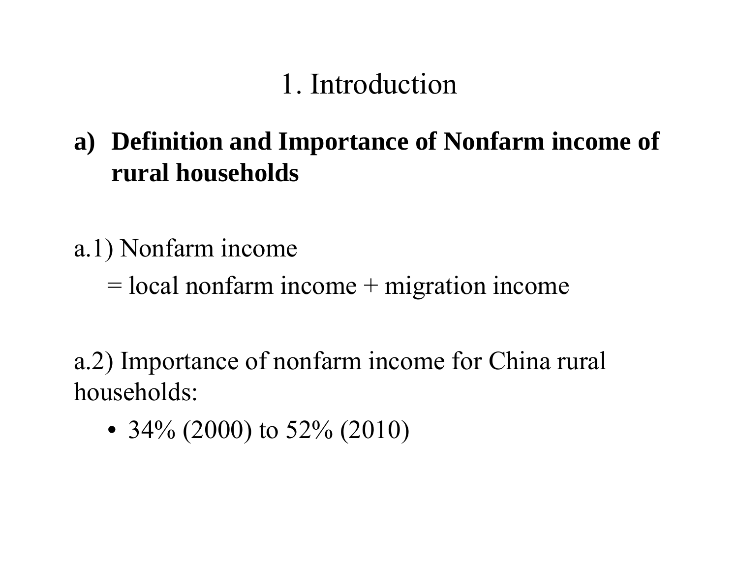# 1. Introduction

**a) Definition and Importance of Nonfarm income of rural households**

a.1) Nonfarm income

= local nonfarm income + migration income

a.2) Importance of nonfarm income for China rural households:

- 34% (2000) to 52% (2010)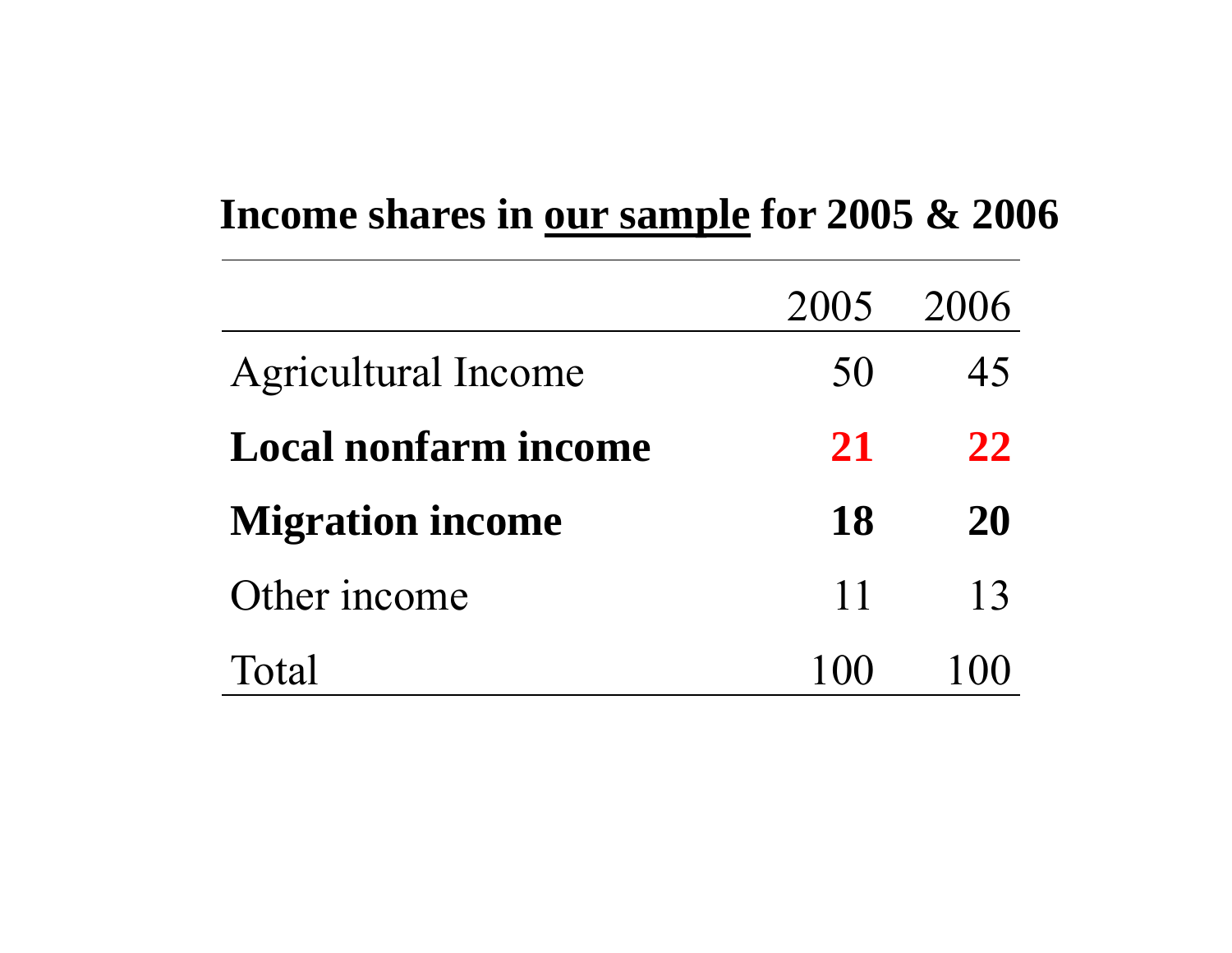## Income shares in <u>our sample</u> for 2005 & 2006

| | 2005 | 2006 |
|---|---|---|
| Agricultural Income | 50 | 45 |
| **Local nonfarm income** | **21** | **22** |
| **Migration income** | **18** | **20** |
| Other income | 11 | 13 |
| Total | 100 | 100 |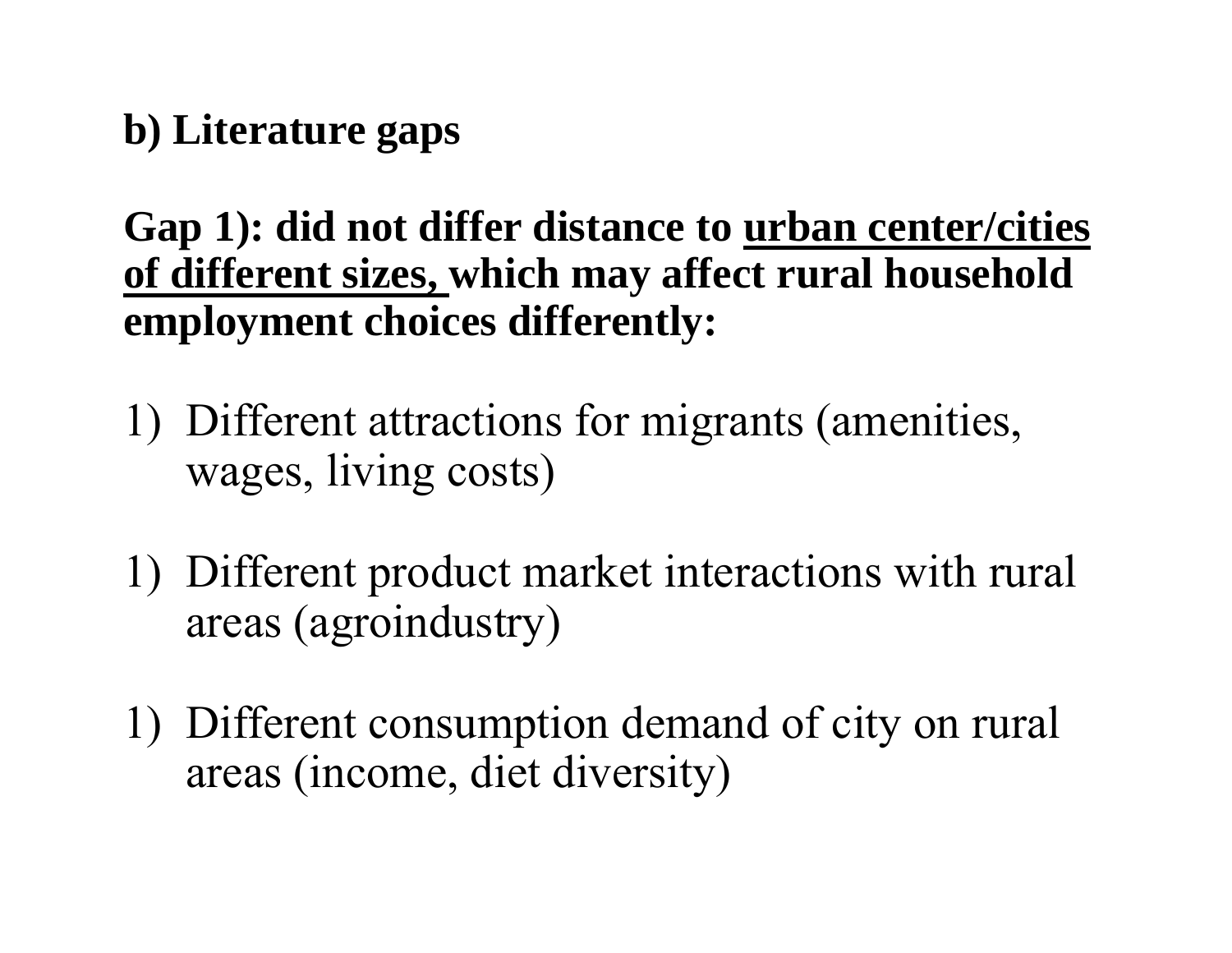**b) Literature gaps**

**Gap 1): did not differ distance to urban center/cities of different sizes, which may affect rural household employment choices differently:**

1) Different attractions for migrants (amenities, wages, living costs)

1) Different product market interactions with rural areas (agroindustry)

1) Different consumption demand of city on rural areas (income, diet diversity)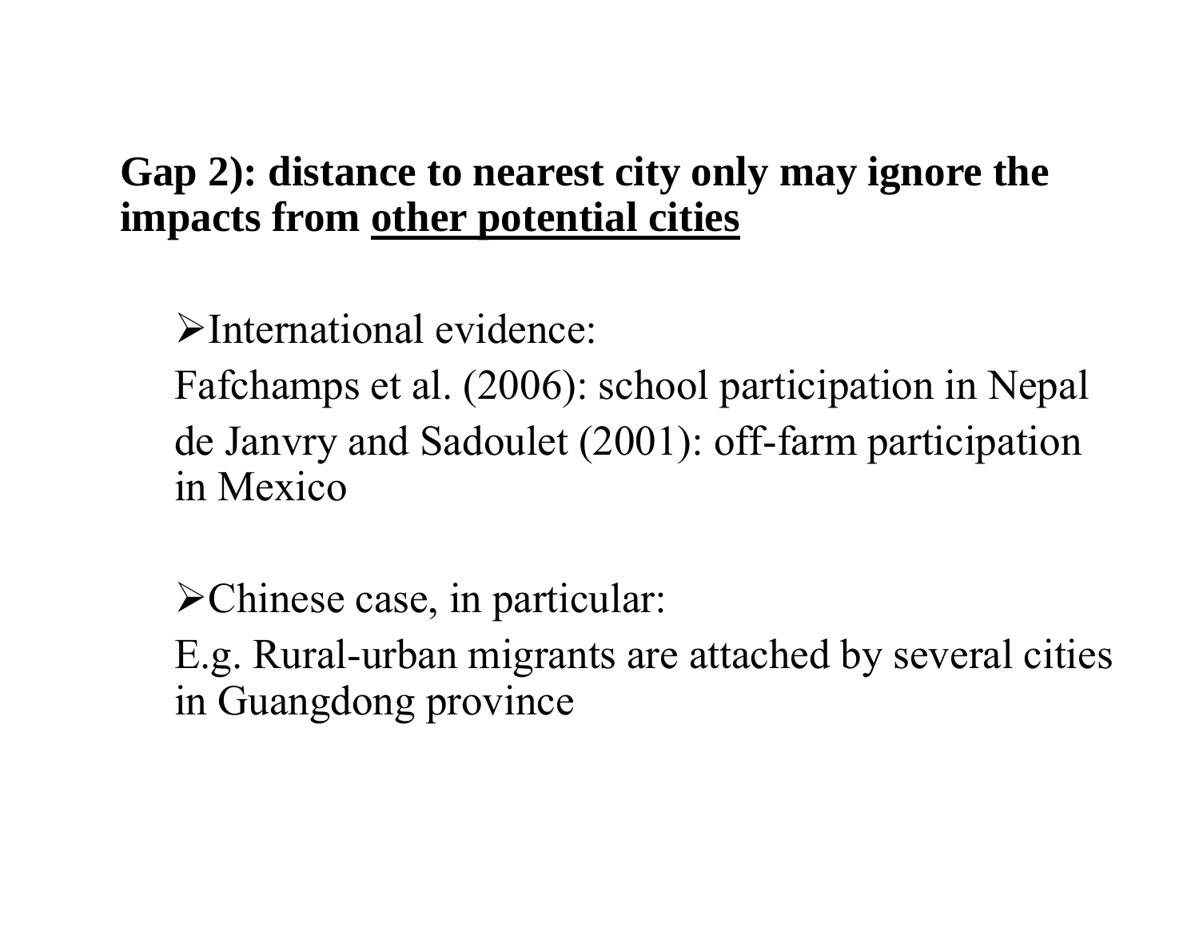**Gap 2): distance to nearest city only may ignore the impacts from <u>other potential cities</u>**

- International evidence:

  Fafchamps et al. (2006): school participation in Nepal

  de Janvry and Sadoulet (2001): off-farm participation in Mexico

- Chinese case, in particular:

  E.g. Rural-urban migrants are attached by several cities in Guangdong province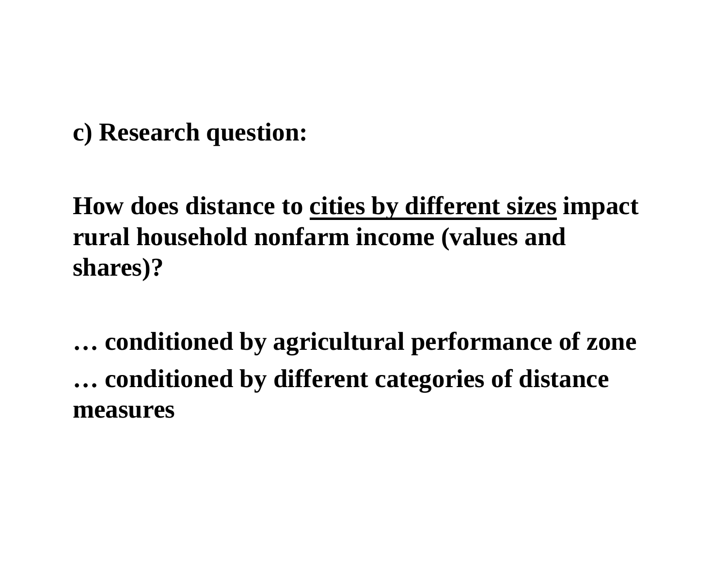**c) Research question:**

**How does distance to <u>cities by different sizes</u> impact rural household nonfarm income (values and shares)?**

**… conditioned by agricultural performance of zone**

**… conditioned by different categories of distance measures**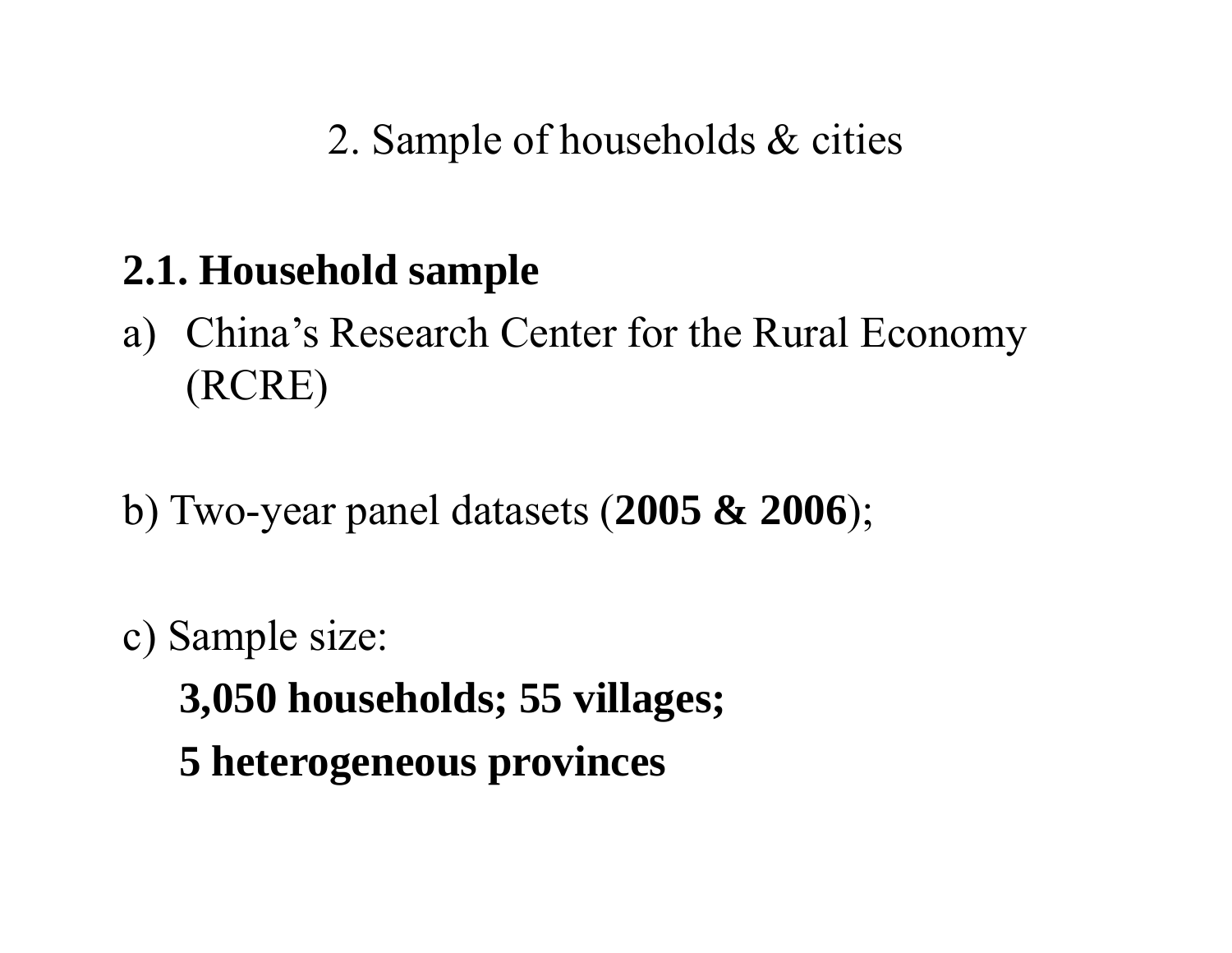# 2. Sample of households & cities

## 2.1. Household sample

a) China's Research Center for the Rural Economy (RCRE)

b) Two-year panel datasets (**2005 & 2006**);

c) Sample size:

**3,050 households; 55 villages;**

**5 heterogeneous provinces**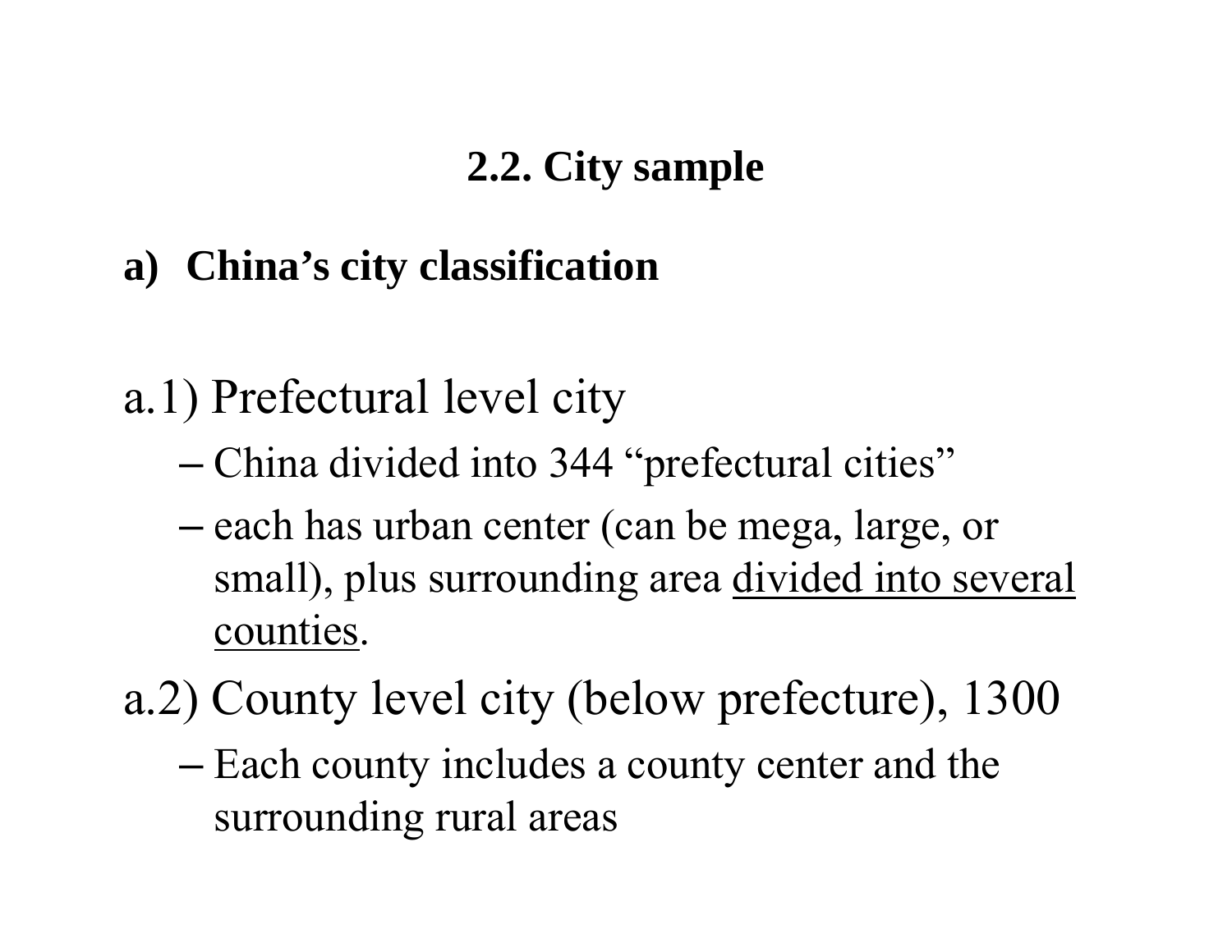## 2.2. City sample

### a) China's city classification

a.1) Prefectural level city

– China divided into 344 "prefectural cities"

– each has urban center (can be mega, large, or small), plus surrounding area <u>divided into several counties</u>.

a.2) County level city (below prefecture), 1300

– Each county includes a county center and the surrounding rural areas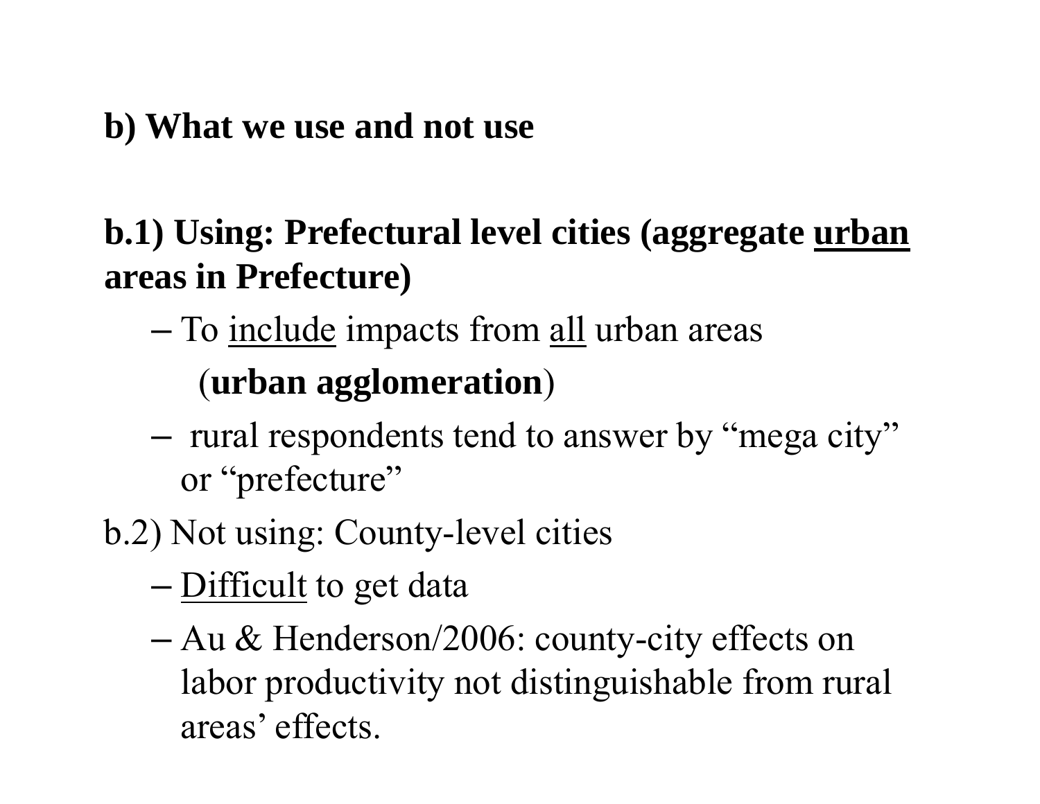**b) What we use and not use**

**b.1) Using: Prefectural level cities (aggregate <u>urban</u> areas in Prefecture)**

- To <u>include</u> impacts from <u>all</u> urban areas (**urban agglomeration**)
- rural respondents tend to answer by "mega city" or "prefecture"

b.2) Not using: County-level cities

- <u>Difficult</u> to get data
- Au & Henderson/2006: county-city effects on labor productivity not distinguishable from rural areas' effects.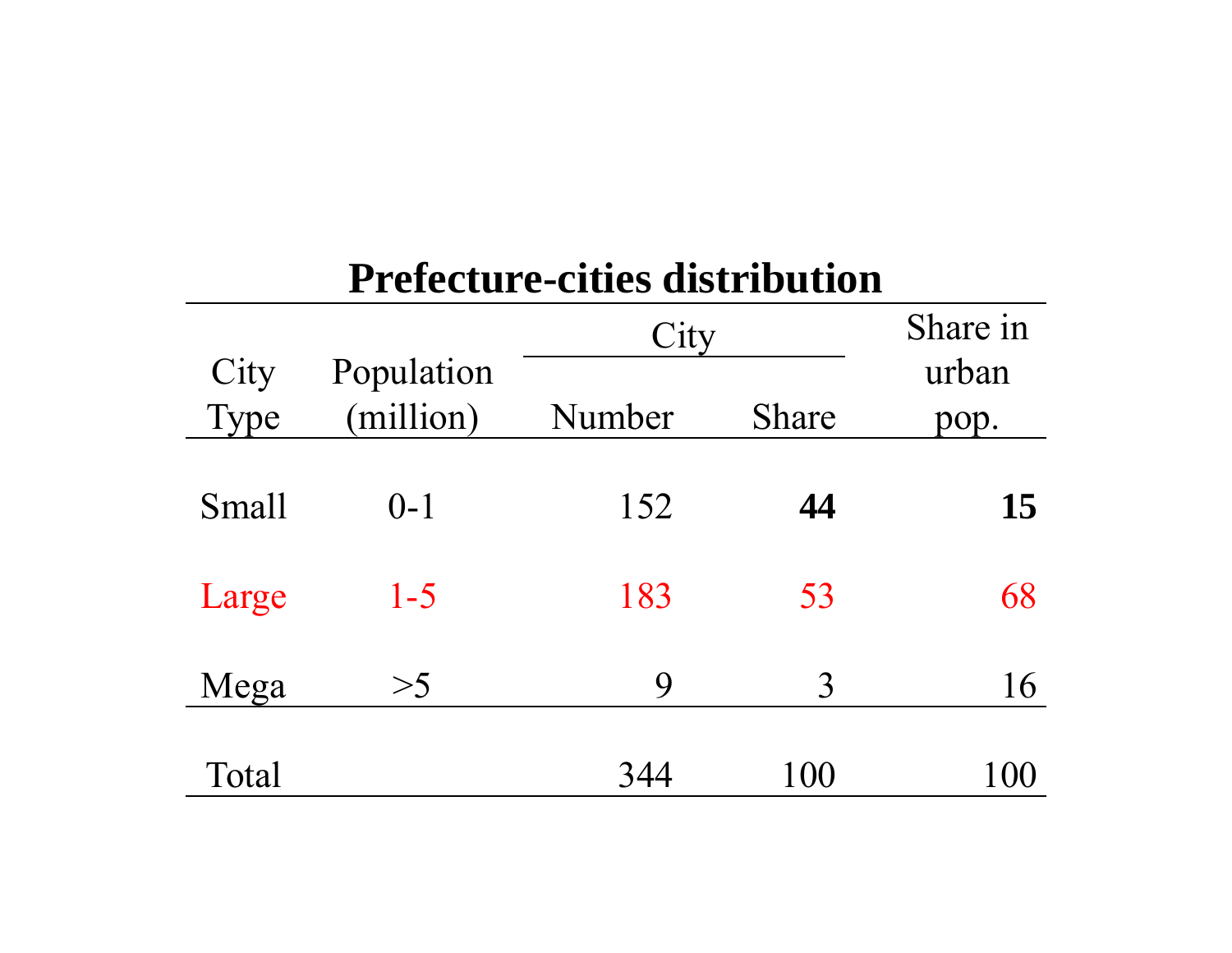# Prefecture-cities distribution

| City Type | Population (million) | City | | Share in urban pop. |
|---|---|---|---|---|
| | | Number | Share | |
| Small | 0-1 | 152 | **44** | **15** |
| Large | 1-5 | 183 | 53 | 68 |
| Mega | >5 | 9 | 3 | 16 |
| Total | | 344 | 100 | 100 |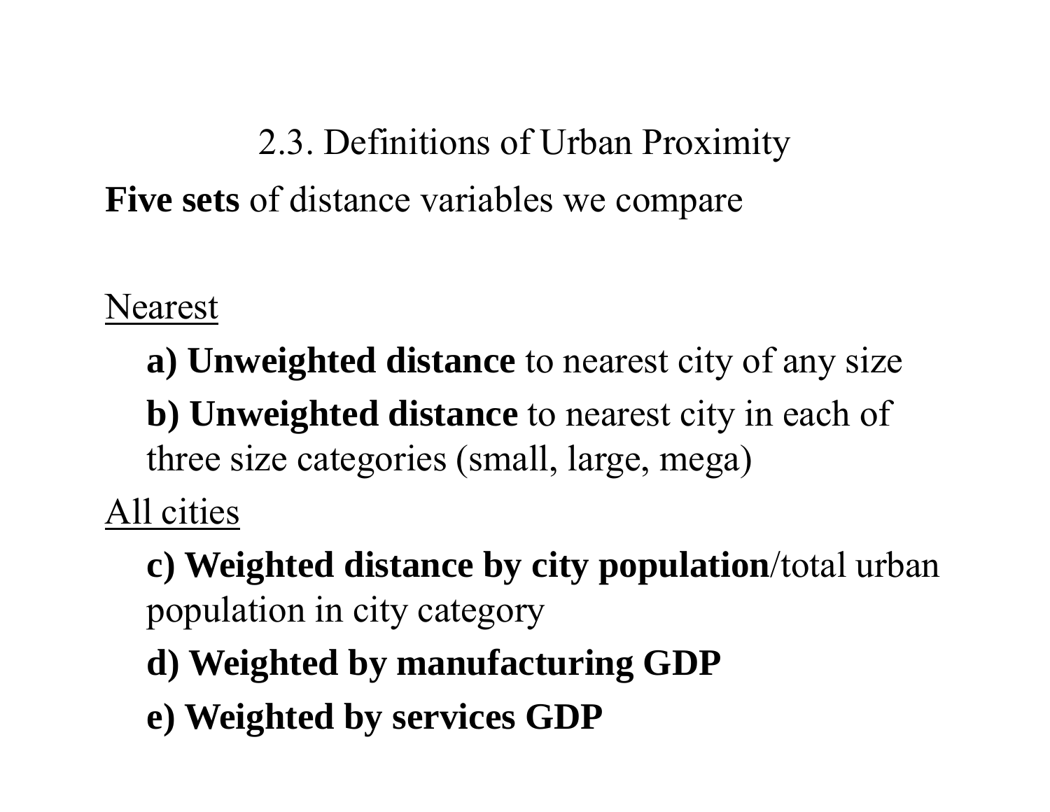## 2.3. Definitions of Urban Proximity

**Five sets** of distance variables we compare

Nearest

- **a) Unweighted distance** to nearest city of any size
- **b) Unweighted distance** to nearest city in each of three size categories (small, large, mega)

All cities

- **c) Weighted distance by city population**/total urban population in city category
- **d) Weighted by manufacturing GDP**
- **e) Weighted by services GDP**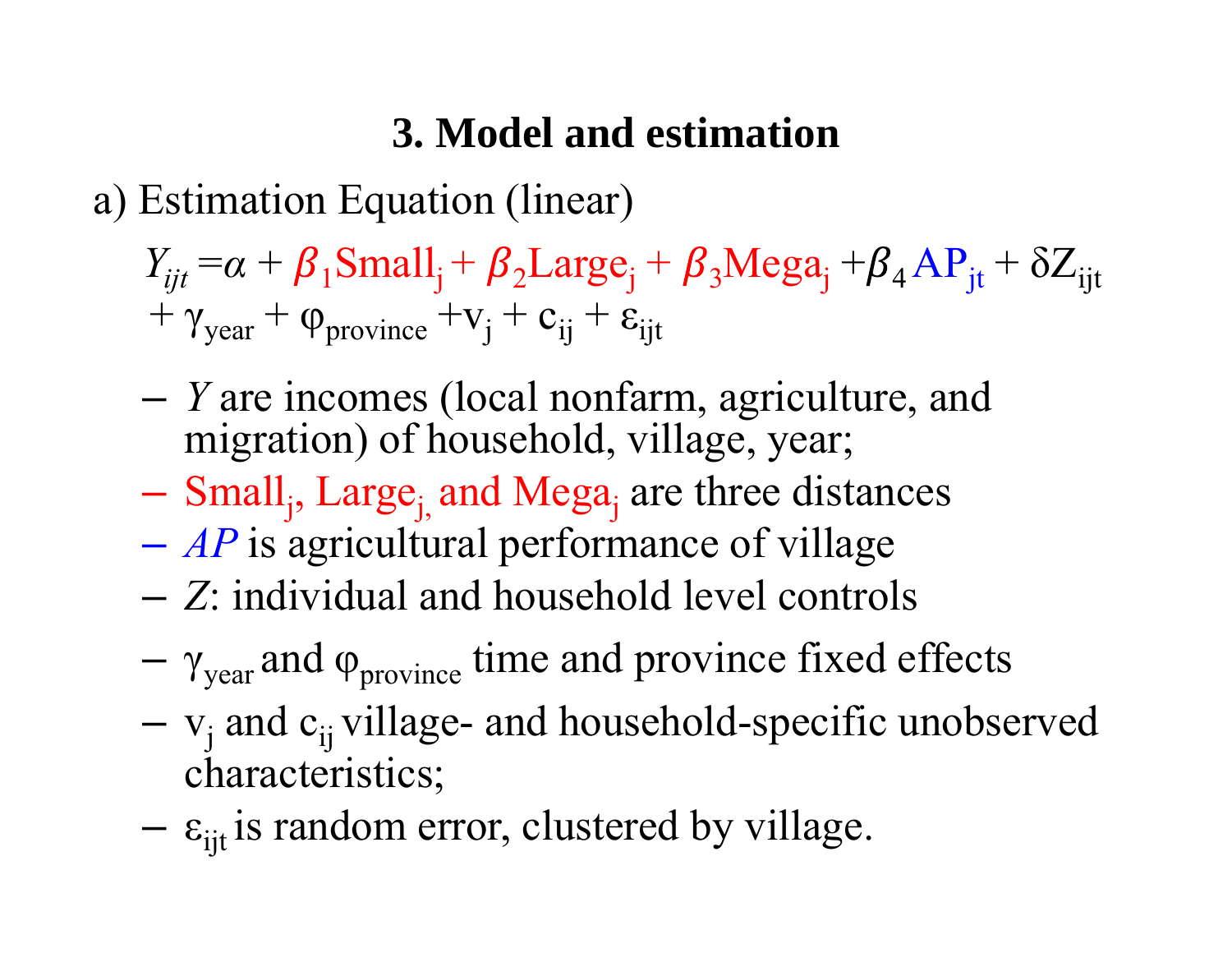### 3. Model and estimation

a) Estimation Equation (linear)

$$Y_{ijt} = \alpha + \beta_1 \mathrm{Small}_j + \beta_2 \mathrm{Large}_j + \beta_3 \mathrm{Mega}_j + \beta_4 \mathrm{AP}_{jt} + \delta Z_{ijt} + \gamma_{year} + \varphi_{province} + v_j + c_{ij} + \varepsilon_{ijt}$$

- *Y* are incomes (local nonfarm, agriculture, and migration) of household, village, year;
- $\mathrm{Small}_j$, $\mathrm{Large}_j$, and $\mathrm{Mega}_j$ are three distances
- *AP* is agricultural performance of village
- *Z*: individual and household level controls
- $\gamma_{year}$ and $\varphi_{province}$ time and province fixed effects
- $v_j$ and $c_{ij}$ village- and household-specific unobserved characteristics;
- $\varepsilon_{ijt}$ is random error, clustered by village.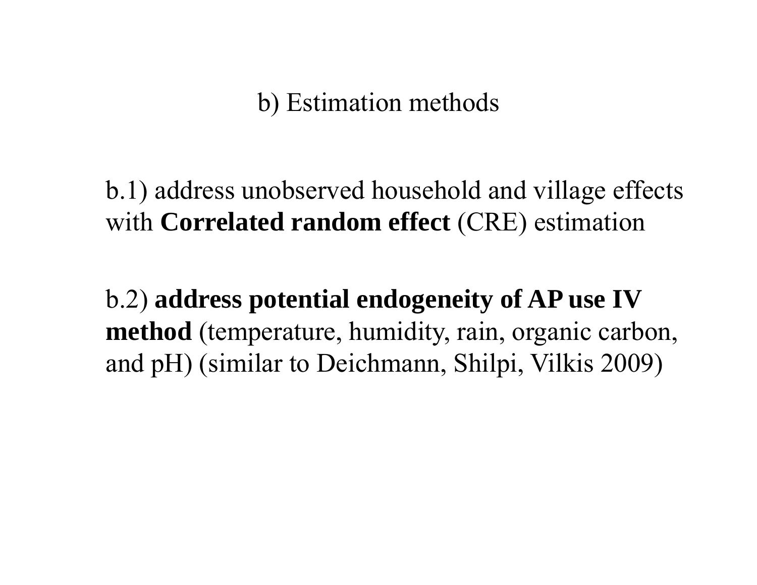## b) Estimation methods

b.1) address unobserved household and village effects with **Correlated random effect** (CRE) estimation

b.2) **address potential endogeneity of AP use IV method** (temperature, humidity, rain, organic carbon, and pH) (similar to Deichmann, Shilpi, Vilkis 2009)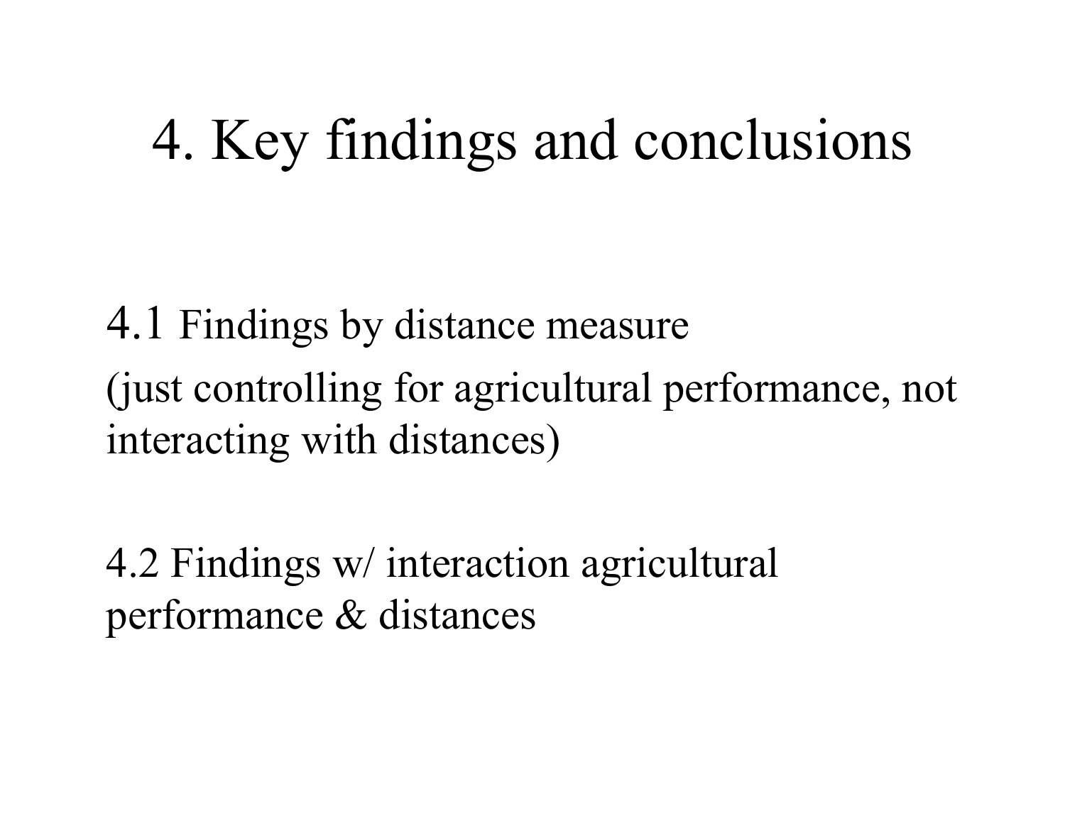# 4. Key findings and conclusions

4.1 Findings by distance measure
(just controlling for agricultural performance, not interacting with distances)

4.2 Findings w/ interaction agricultural performance & distances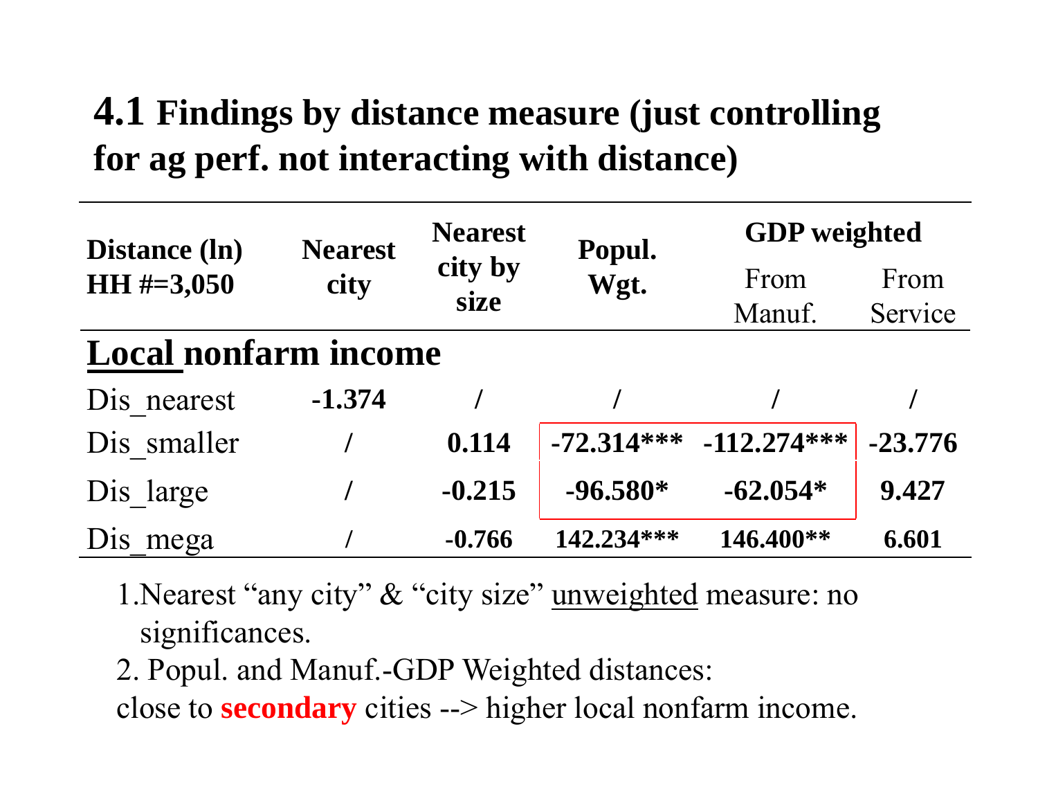## 4.1 Findings by distance measure (just controlling for ag perf. not interacting with distance)

| Distance (ln) HH #=3,050 | Nearest city | Nearest city by size | Popul. Wgt. | GDP weighted | |
|---|---|---|---|---|---|
| | | | | From Manuf. | From Service |
| **Local nonfarm income** | | | | | |
| Dis_nearest | **-1.374** | / | / | / | / |
| Dis_smaller | / | **0.114** | **-72.314*** ** | **-112.274*** ** | **-23.776** |
| Dis_large | / | **-0.215** | **-96.580*** | **-62.054*** | **9.427** |
| Dis_mega | / | **-0.766** | **142.234*** ** | **146.400** ** | **6.601** |

1. Nearest "any city" & "city size" unweighted measure: no significances.
2. Popul. and Manuf.-GDP Weighted distances: close to **secondary** cities --> higher local nonfarm income.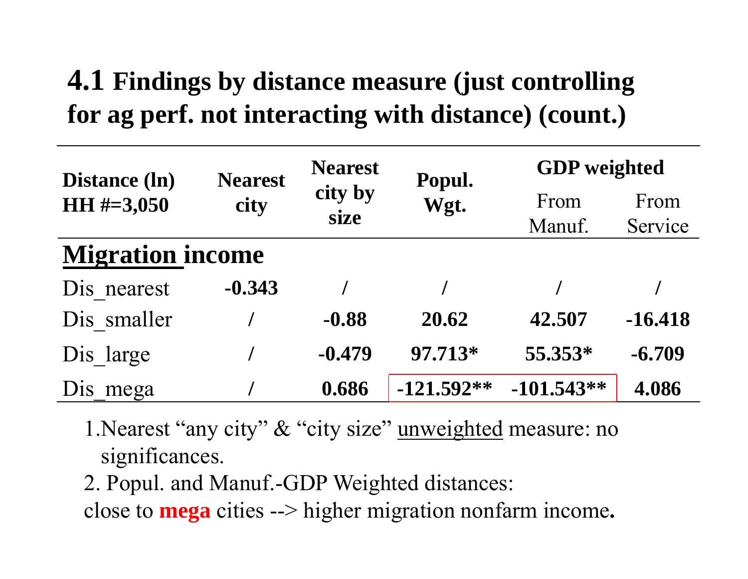## 4.1 Findings by distance measure (just controlling for ag perf. not interacting with distance) (count.)

| Distance (ln) HH #=3,050 | Nearest city | Nearest city by size | Popul. Wgt. | GDP weighted | |
|---|---|---|---|---|---|
| | | | | From Manuf. | From Service |
| **Migration income** | | | | | |
| Dis_nearest | **-0.343** | / | / | / | / |
| Dis_smaller | / | **-0.88** | **20.62** | **42.507** | **-16.418** |
| Dis_large | / | **-0.479** | **97.713*** | **55.353*** | **-6.709** |
| Dis_mega | / | **0.686** | **-121.592**** | **-101.543**** | **4.086** |

1. Nearest "any city" & "city size" unweighted measure: no significances.
2. Popul. and Manuf.-GDP Weighted distances: close to **mega** cities --> higher migration nonfarm income.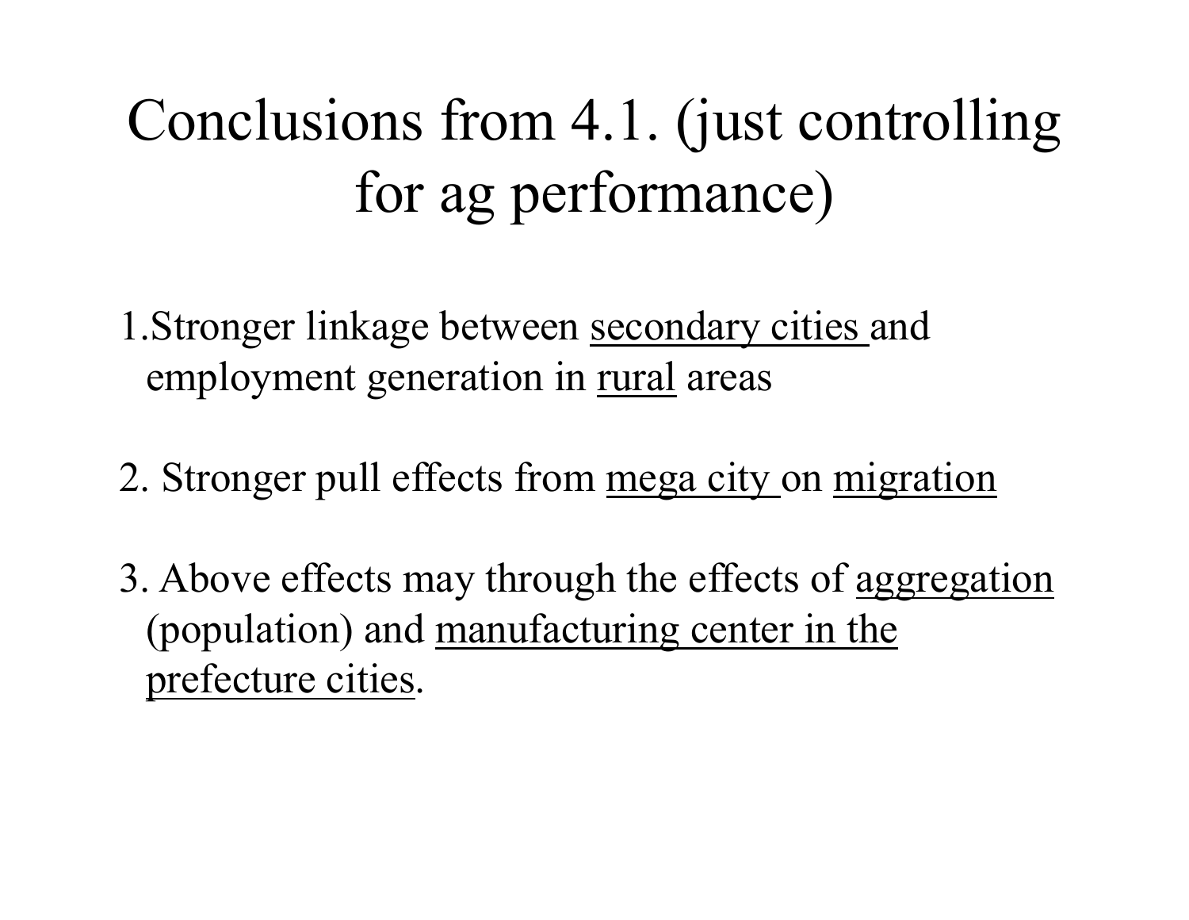# Conclusions from 4.1. (just controlling for ag performance)

1. Stronger linkage between <u>secondary cities</u> and employment generation in <u>rural</u> areas

2. Stronger pull effects from <u>mega city</u> on <u>migration</u>

3. Above effects may through the effects of <u>aggregation</u> (population) and <u>manufacturing center in the prefecture cities</u>.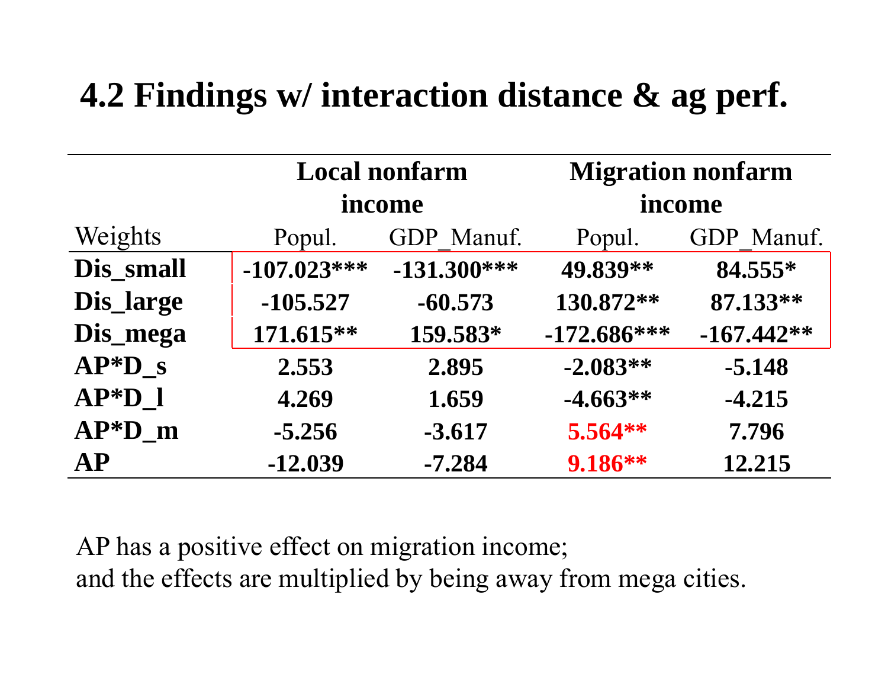## 4.2 Findings w/ interaction distance & ag perf.

| | Local nonfarm income | | Migration nonfarm income | |
|---|---|---|---|---|
| Weights | Popul. | GDP_Manuf. | Popul. | GDP_Manuf. |
| **Dis_small** | **-107.023*** ** | **-131.300*** ** | **49.839** ** | **84.555* ** |
| **Dis_large** | **-105.527** | **-60.573** | **130.872** ** | **87.133** ** |
| **Dis_mega** | **171.615** ** | **159.583* ** | **-172.686*** ** | **-167.442** ** |
| **AP*D_s** | **2.553** | **2.895** | **-2.083** ** | **-5.148** |
| **AP*D_l** | **4.269** | **1.659** | **-4.663** ** | **-4.215** |
| **AP*D_m** | **-5.256** | **-3.617** | **5.564** ** | **7.796** |
| **AP** | **-12.039** | **-7.284** | **9.186** ** | **12.215** |

AP has a positive effect on migration income;
and the effects are multiplied by being away from mega cities.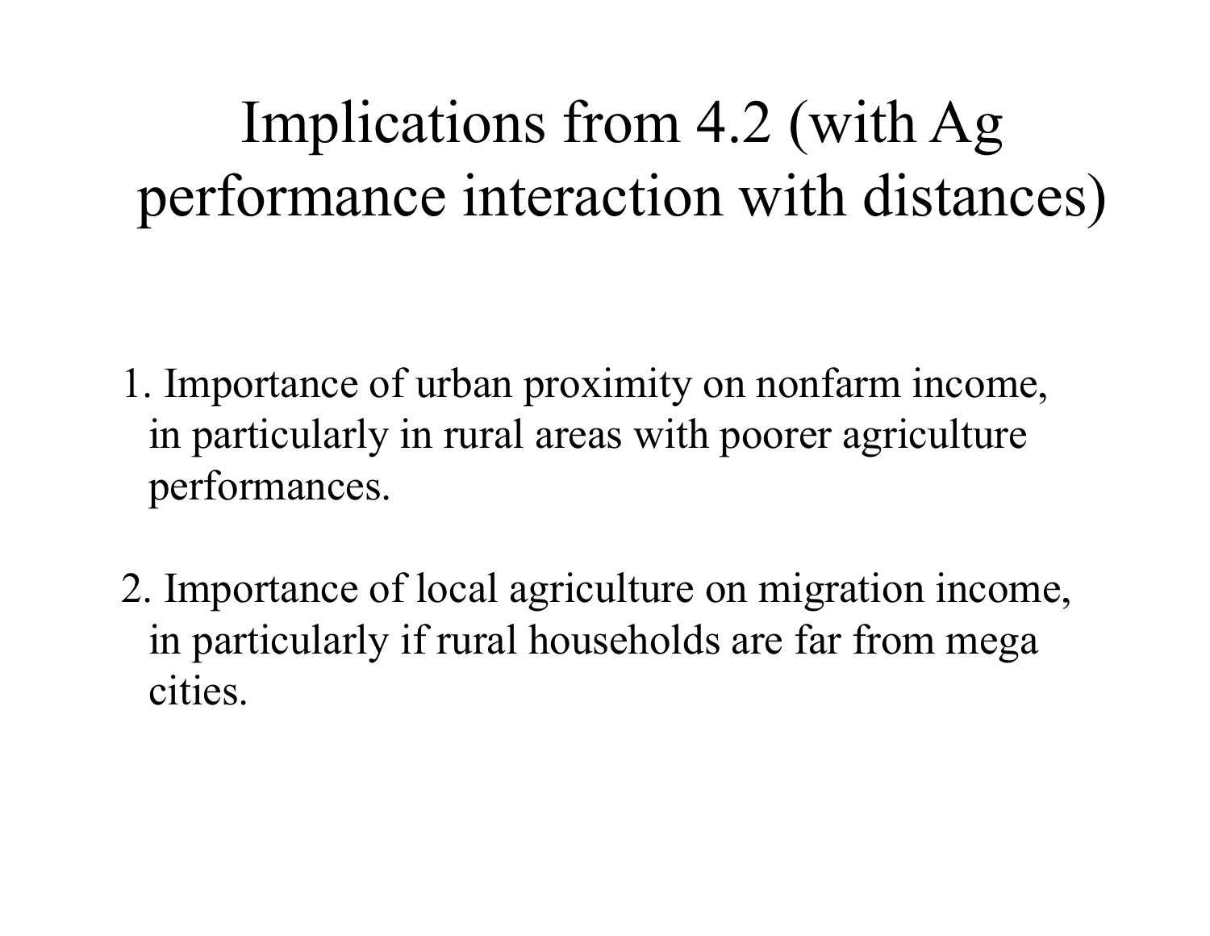# Implications from 4.2 (with Ag performance interaction with distances)

1. Importance of urban proximity on nonfarm income, in particularly in rural areas with poorer agriculture performances.

2. Importance of local agriculture on migration income, in particularly if rural households are far from mega cities.